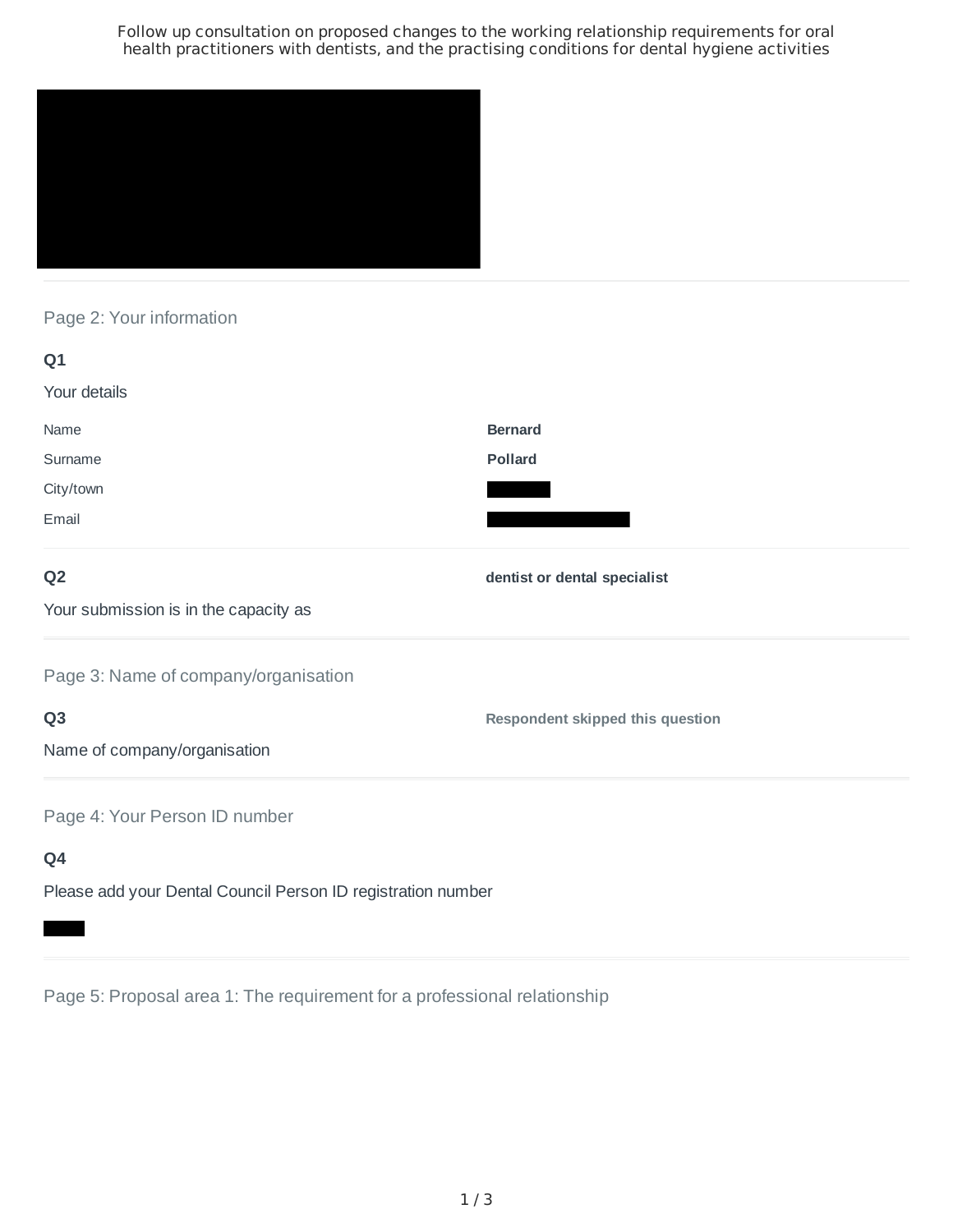Follow up consultation on proposed changes to the working relationship requirements for oral health practitioners with dentists, and the practising conditions for dental hygiene activities

## Page 2: Your information

### Q1

Your details

| | |
|---|---|
| Name | **Bernard** |
| Surname | **Pollard** |
| City/town | |
| Email | |

### Q2

Your submission is in the capacity as

**dentist or dental specialist**

## Page 3: Name of company/organisation

### Q3

Name of company/organisation

**Respondent skipped this question**

## Page 4: Your Person ID number

### Q4

Please add your Dental Council Person ID registration number

## Page 5: Proposal area 1: The requirement for a professional relationship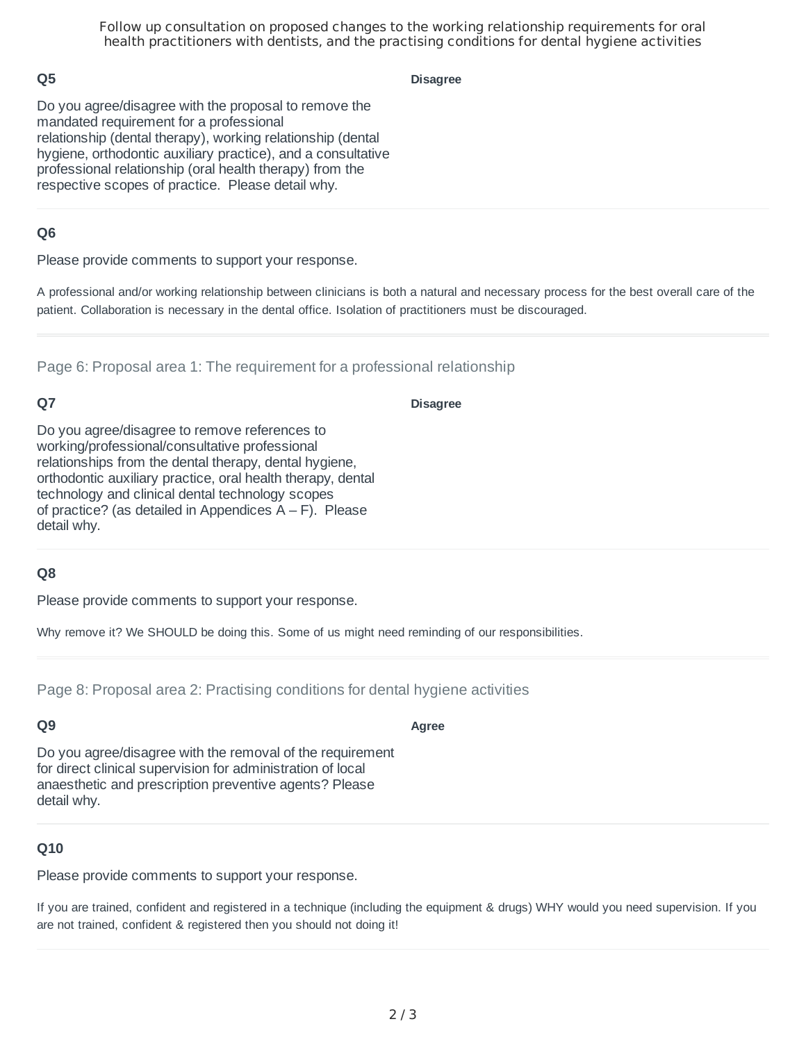## Q5

Do you agree/disagree with the proposal to remove the mandated requirement for a professional relationship (dental therapy), working relationship (dental hygiene, orthodontic auxiliary practice), and a consultative professional relationship (oral health therapy) from the respective scopes of practice. Please detail why.

**Disagree**

## Q6

Please provide comments to support your response.

A professional and/or working relationship between clinicians is both a natural and necessary process for the best overall care of the patient. Collaboration is necessary in the dental office. Isolation of practitioners must be discouraged.

---

### Page 6: Proposal area 1: The requirement for a professional relationship

## Q7

Do you agree/disagree to remove references to working/professional/consultative professional relationships from the dental therapy, dental hygiene, orthodontic auxiliary practice, oral health therapy, dental technology and clinical dental technology scopes of practice? (as detailed in Appendices A – F). Please detail why.

**Disagree**

## Q8

Please provide comments to support your response.

Why remove it? We SHOULD be doing this. Some of us might need reminding of our responsibilities.

---

### Page 8: Proposal area 2: Practising conditions for dental hygiene activities

## Q9

Do you agree/disagree with the removal of the requirement for direct clinical supervision for administration of local anaesthetic and prescription preventive agents? Please detail why.

**Agree**

## Q10

Please provide comments to support your response.

If you are trained, confident and registered in a technique (including the equipment & drugs) WHY would you need supervision. If you are not trained, confident & registered then you should not doing it!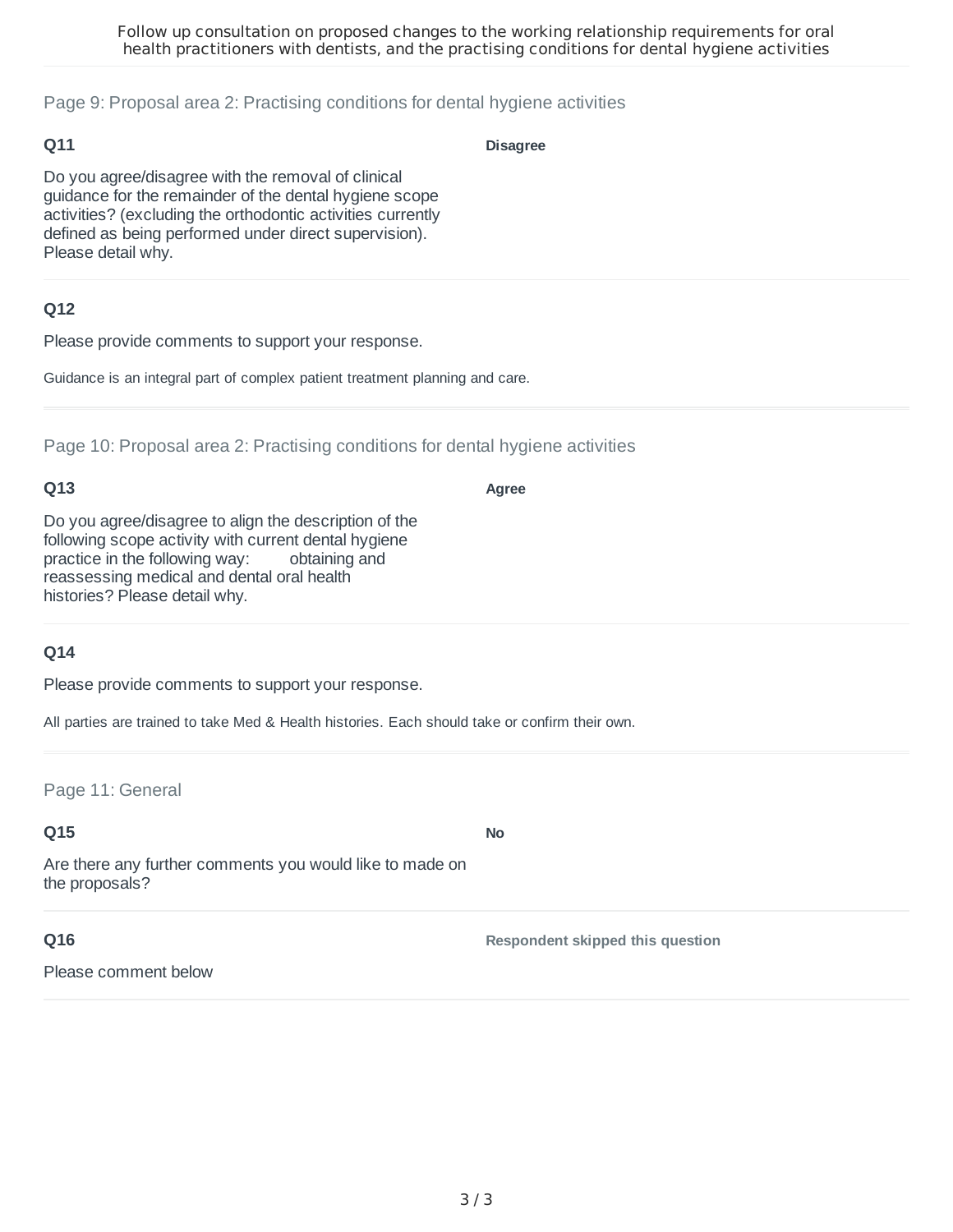## Page 9: Proposal area 2: Practising conditions for dental hygiene activities

**Q11**

Do you agree/disagree with the removal of clinical guidance for the remainder of the dental hygiene scope activities? (excluding the orthodontic activities currently defined as being performed under direct supervision). Please detail why.

**Disagree**

**Q12**

Please provide comments to support your response.

Guidance is an integral part of complex patient treatment planning and care.

## Page 10: Proposal area 2: Practising conditions for dental hygiene activities

**Q13**

Do you agree/disagree to align the description of the following scope activity with current dental hygiene practice in the following way: obtaining and reassessing medical and dental oral health histories? Please detail why.

**Agree**

**Q14**

Please provide comments to support your response.

All parties are trained to take Med & Health histories. Each should take or confirm their own.

## Page 11: General

**Q15**

Are there any further comments you would like to made on the proposals?

**No**

**Q16**

Please comment below

**Respondent skipped this question**